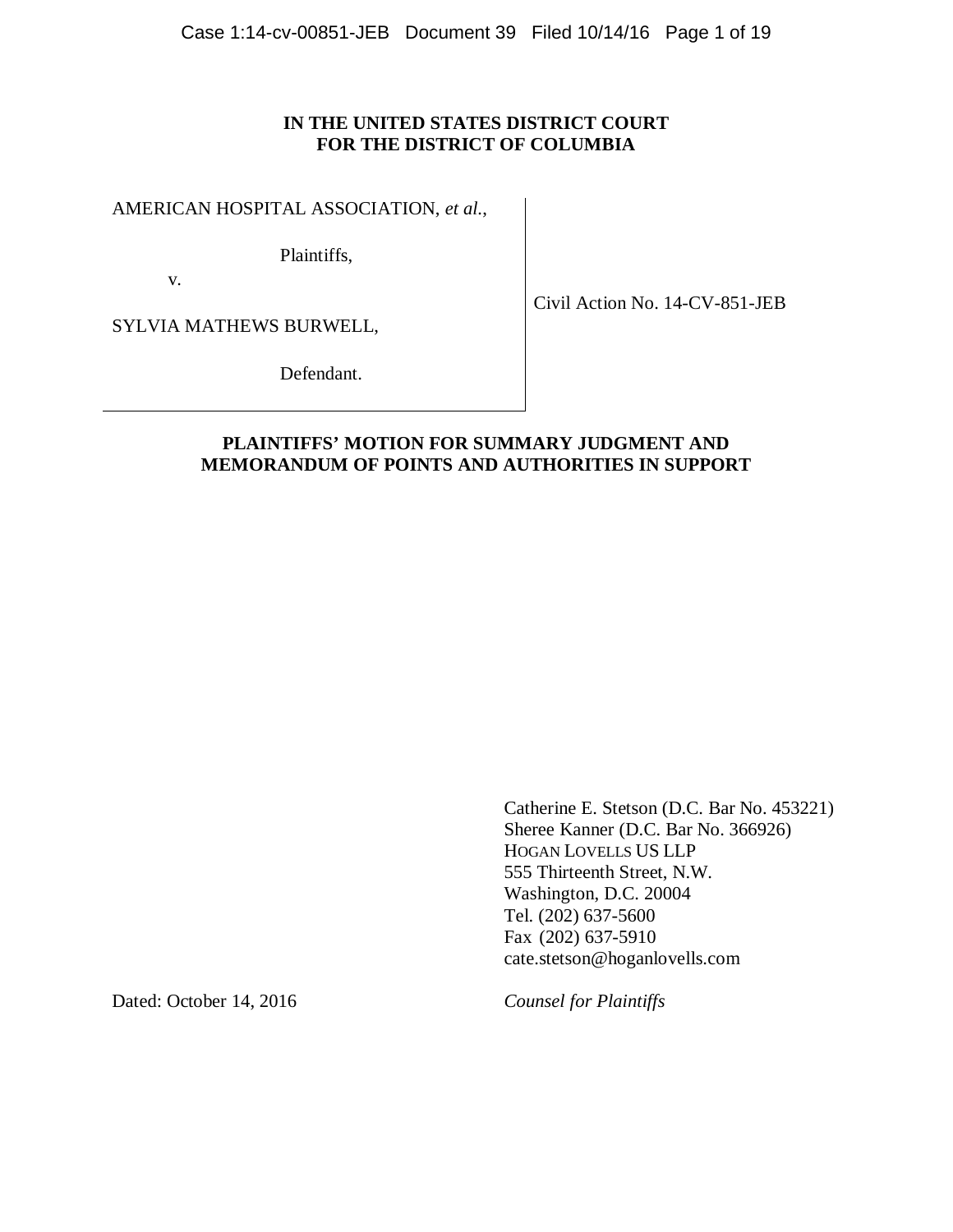**IN THE UNITED STATES DISTRICT COURT**
**FOR THE DISTRICT OF COLUMBIA**

| | |
|---|---|
| AMERICAN HOSPITAL ASSOCIATION, *et al.*,<br><br>Plaintiffs,<br><br>v.<br><br>SYLVIA MATHEWS BURWELL,<br><br>Defendant. | Civil Action No. 14-CV-851-JEB |

**PLAINTIFFS' MOTION FOR SUMMARY JUDGMENT AND MEMORANDUM OF POINTS AND AUTHORITIES IN SUPPORT**

Catherine E. Stetson (D.C. Bar No. 453221)
Sheree Kanner (D.C. Bar No. 366926)
HOGAN LOVELLS US LLP
555 Thirteenth Street, N.W.
Washington, D.C. 20004
Tel. (202) 637-5600
Fax (202) 637-5910
cate.stetson@hoganlovells.com

Dated: October 14, 2016

*Counsel for Plaintiffs*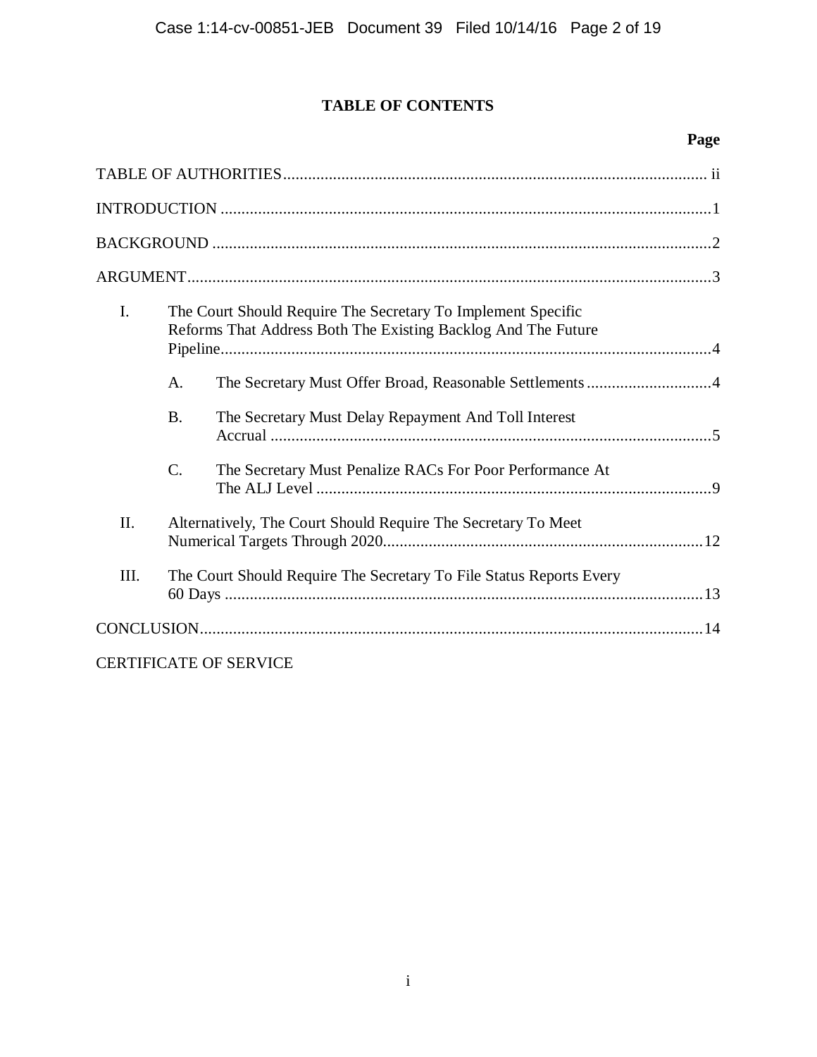## TABLE OF CONTENTS

**Page**

TABLE OF AUTHORITIES ..................................................... ii

INTRODUCTION ..................................................... 1

BACKGROUND ..................................................... 2

ARGUMENT ..................................................... 3

I. The Court Should Require The Secretary To Implement Specific Reforms That Address Both The Existing Backlog And The Future Pipeline ..................................................... 4

  A. The Secretary Must Offer Broad, Reasonable Settlements ..................................................... 4

  B. The Secretary Must Delay Repayment And Toll Interest Accrual ..................................................... 5

  C. The Secretary Must Penalize RACs For Poor Performance At The ALJ Level ..................................................... 9

II. Alternatively, The Court Should Require The Secretary To Meet Numerical Targets Through 2020 ..................................................... 12

III. The Court Should Require The Secretary To File Status Reports Every 60 Days ..................................................... 13

CONCLUSION ..................................................... 14

CERTIFICATE OF SERVICE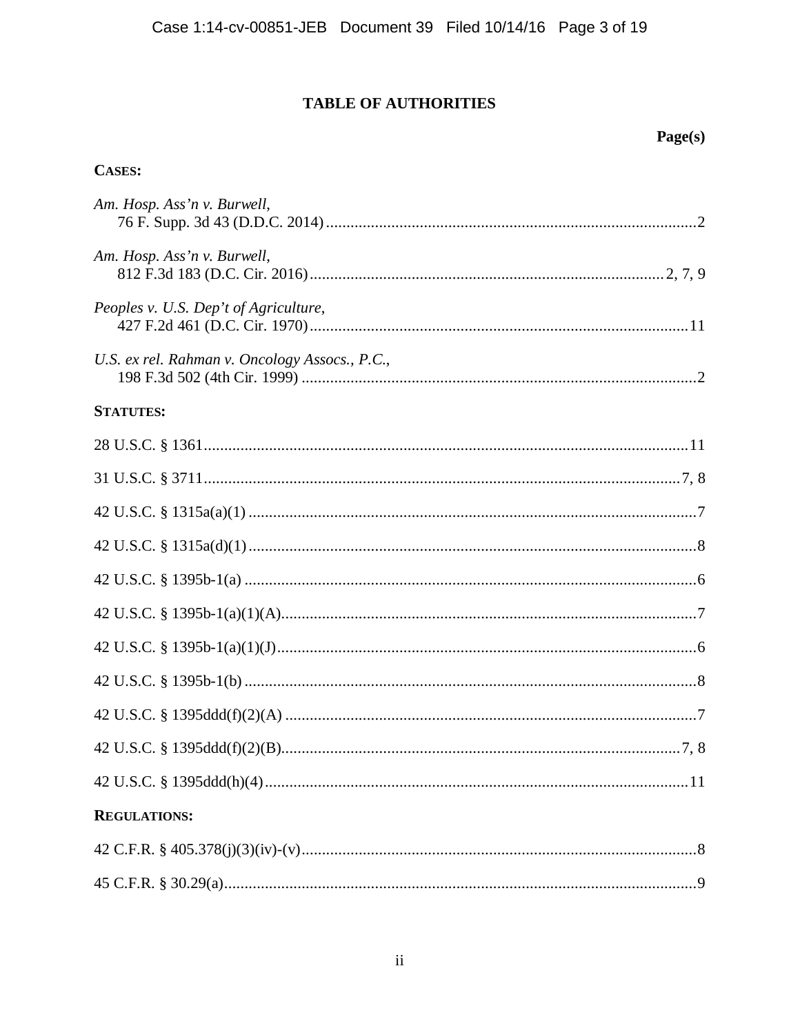# TABLE OF AUTHORITIES

**Page(s)**

**CASES:**

*Am. Hosp. Ass'n v. Burwell*,
76 F. Supp. 3d 43 (D.D.C. 2014)....................2

*Am. Hosp. Ass'n v. Burwell*,
812 F.3d 183 (D.C. Cir. 2016)....................2, 7, 9

*Peoples v. U.S. Dep't of Agriculture*,
427 F.2d 461 (D.C. Cir. 1970)....................11

*U.S. ex rel. Rahman v. Oncology Assocs., P.C.*,
198 F.3d 502 (4th Cir. 1999)....................2

**STATUTES:**

28 U.S.C. § 1361....................11

31 U.S.C. § 3711....................7, 8

42 U.S.C. § 1315a(a)(1)....................7

42 U.S.C. § 1315a(d)(1)....................8

42 U.S.C. § 1395b-1(a)....................6

42 U.S.C. § 1395b-1(a)(1)(A)....................7

42 U.S.C. § 1395b-1(a)(1)(J)....................6

42 U.S.C. § 1395b-1(b)....................8

42 U.S.C. § 1395ddd(f)(2)(A)....................7

42 U.S.C. § 1395ddd(f)(2)(B)....................7, 8

42 U.S.C. § 1395ddd(h)(4)....................11

**REGULATIONS:**

42 C.F.R. § 405.378(j)(3)(iv)-(v)....................8

45 C.F.R. § 30.29(a)....................9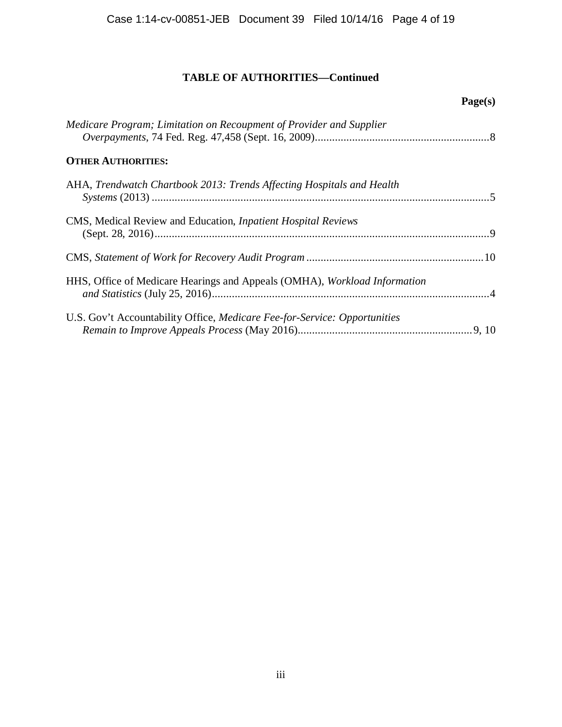## TABLE OF AUTHORITIES—Continued

**Page(s)**

*Medicare Program; Limitation on Recoupment of Provider and Supplier Overpayments*, 74 Fed. Reg. 47,458 (Sept. 16, 2009)...........................................................8

**OTHER AUTHORITIES:**

AHA, *Trendwatch Chartbook 2013: Trends Affecting Hospitals and Health Systems* (2013) ......................................................................................................................5

CMS, Medical Review and Education, *Inpatient Hospital Reviews* (Sept. 28, 2016).....................................................................................................................9

CMS, *Statement of Work for Recovery Audit Program* .............................................................10

HHS, Office of Medicare Hearings and Appeals (OMHA), *Workload Information and Statistics* (July 25, 2016).................................................................................................4

U.S. Gov't Accountability Office, *Medicare Fee-for-Service: Opportunities Remain to Improve Appeals Process* (May 2016)............................................................9, 10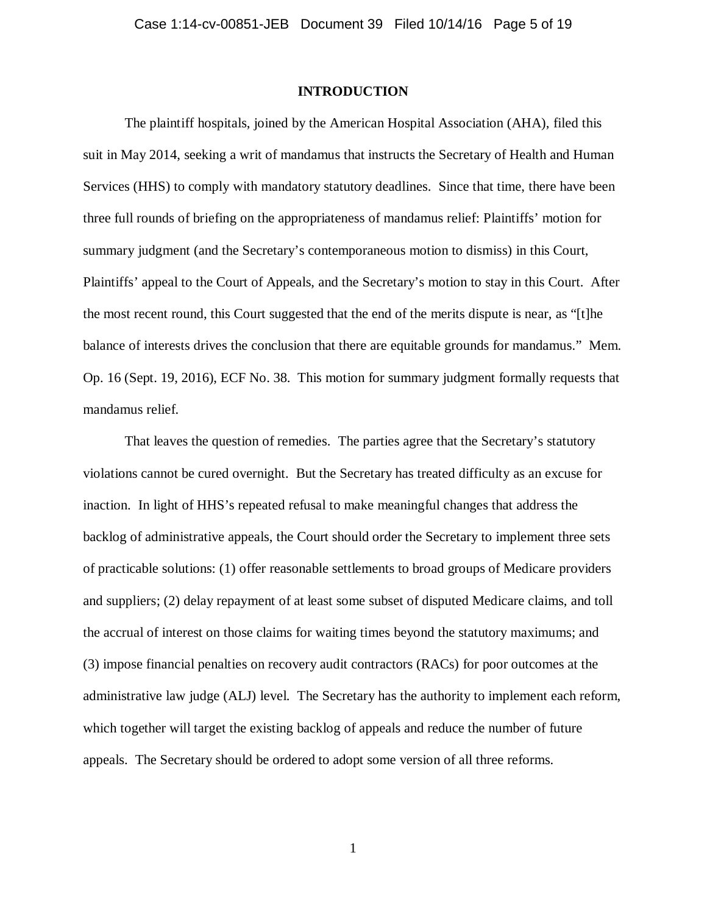## INTRODUCTION

The plaintiff hospitals, joined by the American Hospital Association (AHA), filed this suit in May 2014, seeking a writ of mandamus that instructs the Secretary of Health and Human Services (HHS) to comply with mandatory statutory deadlines. Since that time, there have been three full rounds of briefing on the appropriateness of mandamus relief: Plaintiffs' motion for summary judgment (and the Secretary's contemporaneous motion to dismiss) in this Court, Plaintiffs' appeal to the Court of Appeals, and the Secretary's motion to stay in this Court. After the most recent round, this Court suggested that the end of the merits dispute is near, as "[t]he balance of interests drives the conclusion that there are equitable grounds for mandamus." Mem. Op. 16 (Sept. 19, 2016), ECF No. 38. This motion for summary judgment formally requests that mandamus relief.

That leaves the question of remedies. The parties agree that the Secretary's statutory violations cannot be cured overnight. But the Secretary has treated difficulty as an excuse for inaction. In light of HHS's repeated refusal to make meaningful changes that address the backlog of administrative appeals, the Court should order the Secretary to implement three sets of practicable solutions: (1) offer reasonable settlements to broad groups of Medicare providers and suppliers; (2) delay repayment of at least some subset of disputed Medicare claims, and toll the accrual of interest on those claims for waiting times beyond the statutory maximums; and (3) impose financial penalties on recovery audit contractors (RACs) for poor outcomes at the administrative law judge (ALJ) level. The Secretary has the authority to implement each reform, which together will target the existing backlog of appeals and reduce the number of future appeals. The Secretary should be ordered to adopt some version of all three reforms.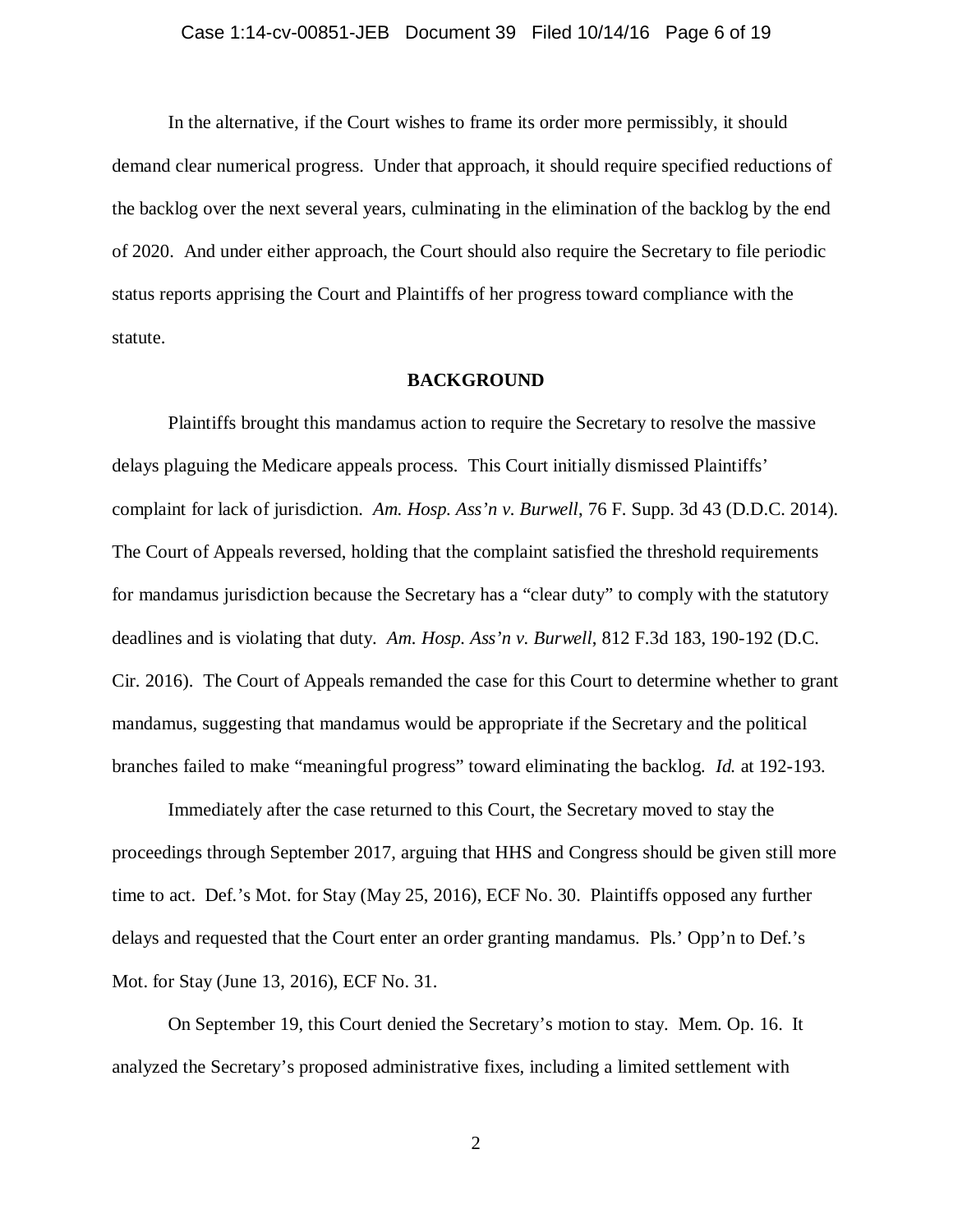In the alternative, if the Court wishes to frame its order more permissibly, it should demand clear numerical progress. Under that approach, it should require specified reductions of the backlog over the next several years, culminating in the elimination of the backlog by the end of 2020. And under either approach, the Court should also require the Secretary to file periodic status reports apprising the Court and Plaintiffs of her progress toward compliance with the statute.

## BACKGROUND

Plaintiffs brought this mandamus action to require the Secretary to resolve the massive delays plaguing the Medicare appeals process. This Court initially dismissed Plaintiffs' complaint for lack of jurisdiction. *Am. Hosp. Ass'n v. Burwell*, 76 F. Supp. 3d 43 (D.D.C. 2014). The Court of Appeals reversed, holding that the complaint satisfied the threshold requirements for mandamus jurisdiction because the Secretary has a "clear duty" to comply with the statutory deadlines and is violating that duty. *Am. Hosp. Ass'n v. Burwell*, 812 F.3d 183, 190-192 (D.C. Cir. 2016). The Court of Appeals remanded the case for this Court to determine whether to grant mandamus, suggesting that mandamus would be appropriate if the Secretary and the political branches failed to make "meaningful progress" toward eliminating the backlog. *Id.* at 192-193.

Immediately after the case returned to this Court, the Secretary moved to stay the proceedings through September 2017, arguing that HHS and Congress should be given still more time to act. Def.'s Mot. for Stay (May 25, 2016), ECF No. 30. Plaintiffs opposed any further delays and requested that the Court enter an order granting mandamus. Pls.' Opp'n to Def.'s Mot. for Stay (June 13, 2016), ECF No. 31.

On September 19, this Court denied the Secretary's motion to stay. Mem. Op. 16. It analyzed the Secretary's proposed administrative fixes, including a limited settlement with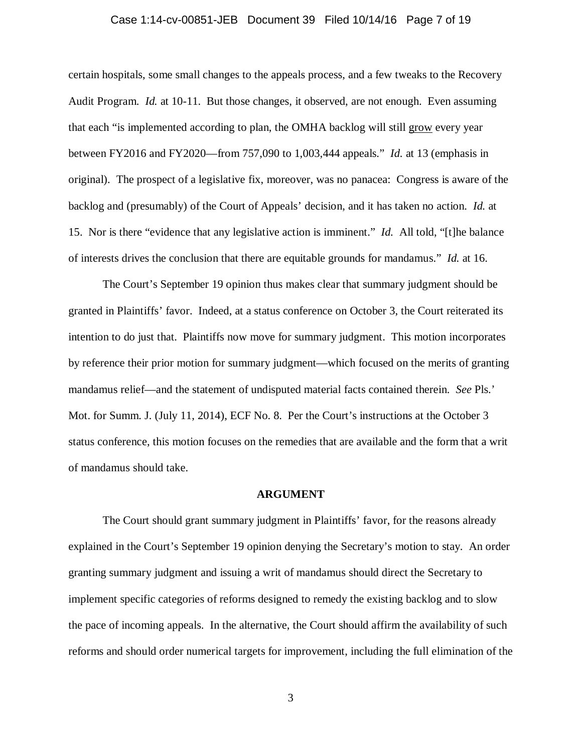certain hospitals, some small changes to the appeals process, and a few tweaks to the Recovery Audit Program. *Id.* at 10-11. But those changes, it observed, are not enough. Even assuming that each "is implemented according to plan, the OMHA backlog will still <u>grow</u> every year between FY2016 and FY2020—from 757,090 to 1,003,444 appeals." *Id.* at 13 (emphasis in original). The prospect of a legislative fix, moreover, was no panacea: Congress is aware of the backlog and (presumably) of the Court of Appeals' decision, and it has taken no action. *Id.* at 15. Nor is there "evidence that any legislative action is imminent." *Id.* All told, "[t]he balance of interests drives the conclusion that there are equitable grounds for mandamus." *Id.* at 16.

The Court's September 19 opinion thus makes clear that summary judgment should be granted in Plaintiffs' favor. Indeed, at a status conference on October 3, the Court reiterated its intention to do just that. Plaintiffs now move for summary judgment. This motion incorporates by reference their prior motion for summary judgment—which focused on the merits of granting mandamus relief—and the statement of undisputed material facts contained therein. *See* Pls.' Mot. for Summ. J. (July 11, 2014), ECF No. 8. Per the Court's instructions at the October 3 status conference, this motion focuses on the remedies that are available and the form that a writ of mandamus should take.

## ARGUMENT

The Court should grant summary judgment in Plaintiffs' favor, for the reasons already explained in the Court's September 19 opinion denying the Secretary's motion to stay. An order granting summary judgment and issuing a writ of mandamus should direct the Secretary to implement specific categories of reforms designed to remedy the existing backlog and to slow the pace of incoming appeals. In the alternative, the Court should affirm the availability of such reforms and should order numerical targets for improvement, including the full elimination of the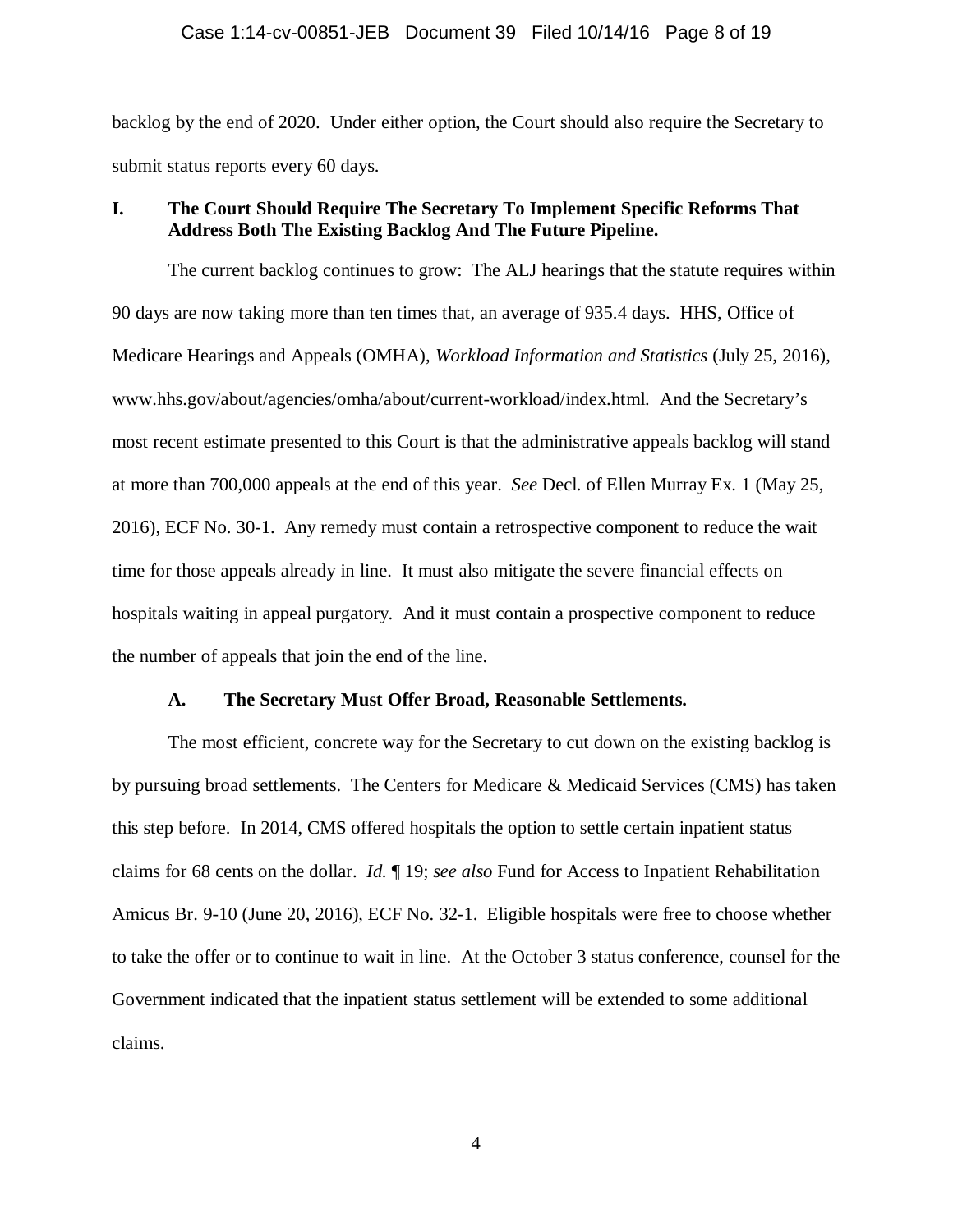backlog by the end of 2020. Under either option, the Court should also require the Secretary to submit status reports every 60 days.

## I. The Court Should Require The Secretary To Implement Specific Reforms That Address Both The Existing Backlog And The Future Pipeline.

The current backlog continues to grow: The ALJ hearings that the statute requires within 90 days are now taking more than ten times that, an average of 935.4 days. HHS, Office of Medicare Hearings and Appeals (OMHA), *Workload Information and Statistics* (July 25, 2016), www.hhs.gov/about/agencies/omha/about/current-workload/index.html. And the Secretary's most recent estimate presented to this Court is that the administrative appeals backlog will stand at more than 700,000 appeals at the end of this year. *See* Decl. of Ellen Murray Ex. 1 (May 25, 2016), ECF No. 30-1. Any remedy must contain a retrospective component to reduce the wait time for those appeals already in line. It must also mitigate the severe financial effects on hospitals waiting in appeal purgatory. And it must contain a prospective component to reduce the number of appeals that join the end of the line.

### A. The Secretary Must Offer Broad, Reasonable Settlements.

The most efficient, concrete way for the Secretary to cut down on the existing backlog is by pursuing broad settlements. The Centers for Medicare & Medicaid Services (CMS) has taken this step before. In 2014, CMS offered hospitals the option to settle certain inpatient status claims for 68 cents on the dollar. *Id.* ¶ 19; *see also* Fund for Access to Inpatient Rehabilitation Amicus Br. 9-10 (June 20, 2016), ECF No. 32-1. Eligible hospitals were free to choose whether to take the offer or to continue to wait in line. At the October 3 status conference, counsel for the Government indicated that the inpatient status settlement will be extended to some additional claims.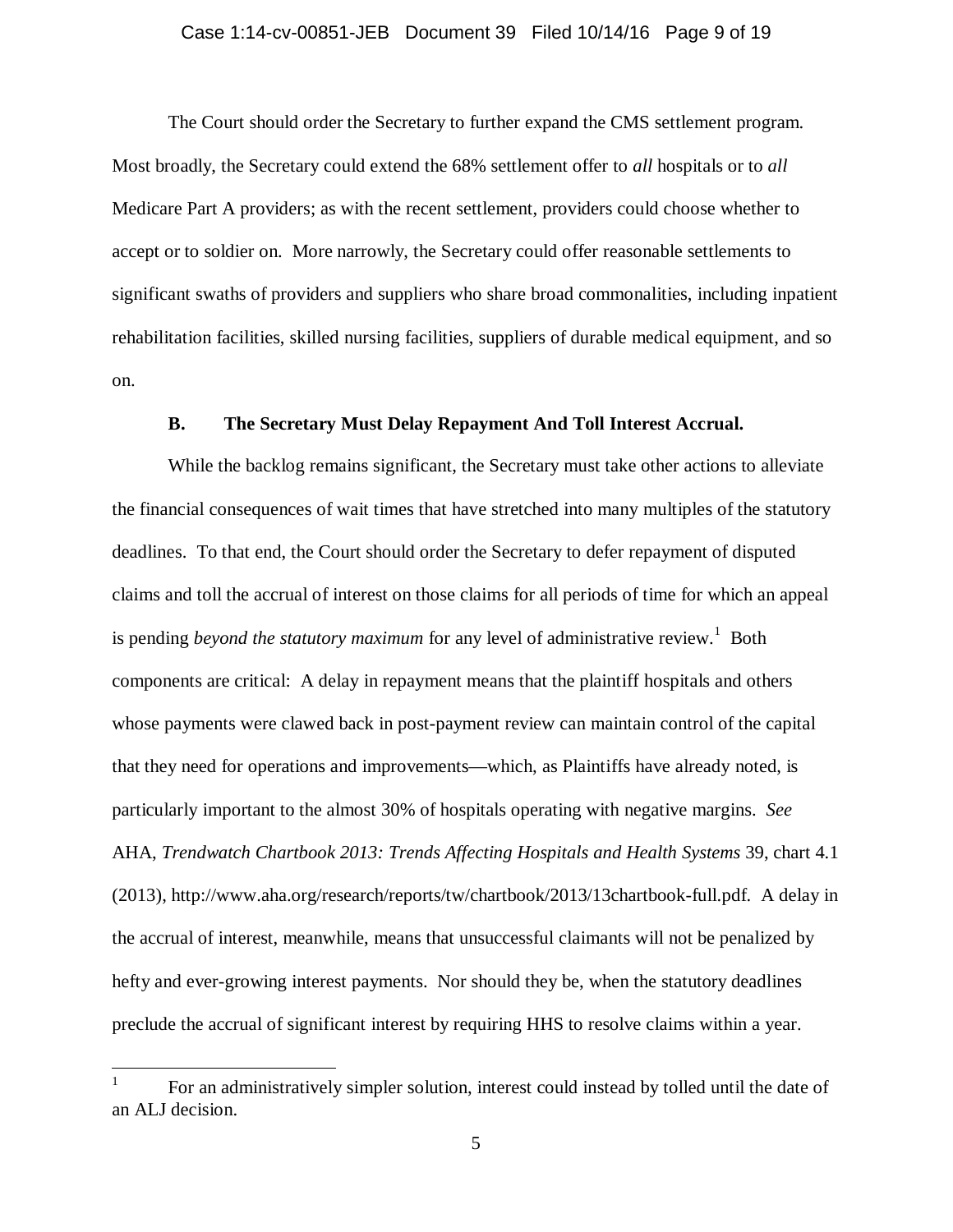The Court should order the Secretary to further expand the CMS settlement program. Most broadly, the Secretary could extend the 68% settlement offer to *all* hospitals or to *all* Medicare Part A providers; as with the recent settlement, providers could choose whether to accept or to soldier on. More narrowly, the Secretary could offer reasonable settlements to significant swaths of providers and suppliers who share broad commonalities, including inpatient rehabilitation facilities, skilled nursing facilities, suppliers of durable medical equipment, and so on.

### B. The Secretary Must Delay Repayment And Toll Interest Accrual.

While the backlog remains significant, the Secretary must take other actions to alleviate the financial consequences of wait times that have stretched into many multiples of the statutory deadlines. To that end, the Court should order the Secretary to defer repayment of disputed claims and toll the accrual of interest on those claims for all periods of time for which an appeal is pending *beyond the statutory maximum* for any level of administrative review.[1] Both components are critical: A delay in repayment means that the plaintiff hospitals and others whose payments were clawed back in post-payment review can maintain control of the capital that they need for operations and improvements—which, as Plaintiffs have already noted, is particularly important to the almost 30% of hospitals operating with negative margins. *See* AHA, *Trendwatch Chartbook 2013: Trends Affecting Hospitals and Health Systems* 39, chart 4.1 (2013), http://www.aha.org/research/reports/tw/chartbook/2013/13chartbook-full.pdf. A delay in the accrual of interest, meanwhile, means that unsuccessful claimants will not be penalized by hefty and ever-growing interest payments. Nor should they be, when the statutory deadlines preclude the accrual of significant interest by requiring HHS to resolve claims within a year.

---

[1] For an administratively simpler solution, interest could instead by tolled until the date of an ALJ decision.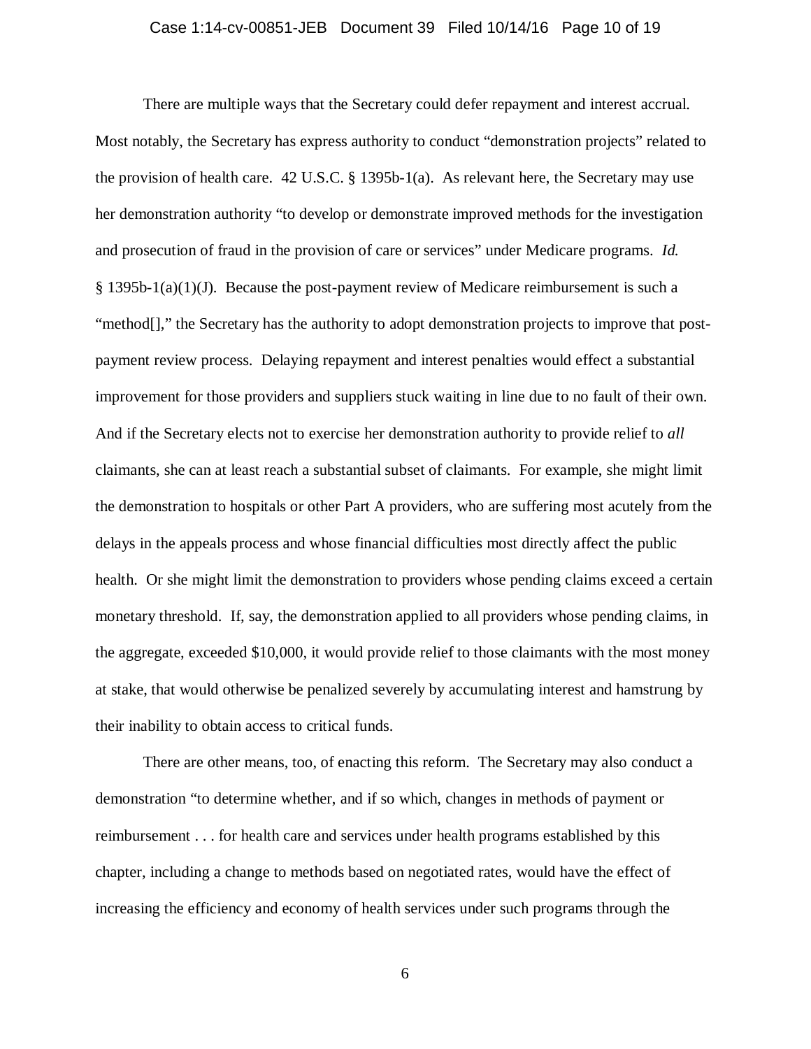There are multiple ways that the Secretary could defer repayment and interest accrual. Most notably, the Secretary has express authority to conduct "demonstration projects" related to the provision of health care. 42 U.S.C. § 1395b-1(a). As relevant here, the Secretary may use her demonstration authority "to develop or demonstrate improved methods for the investigation and prosecution of fraud in the provision of care or services" under Medicare programs. *Id.* § 1395b-1(a)(1)(J). Because the post-payment review of Medicare reimbursement is such a "method[]," the Secretary has the authority to adopt demonstration projects to improve that post-payment review process. Delaying repayment and interest penalties would effect a substantial improvement for those providers and suppliers stuck waiting in line due to no fault of their own. And if the Secretary elects not to exercise her demonstration authority to provide relief to *all* claimants, she can at least reach a substantial subset of claimants. For example, she might limit the demonstration to hospitals or other Part A providers, who are suffering most acutely from the delays in the appeals process and whose financial difficulties most directly affect the public health. Or she might limit the demonstration to providers whose pending claims exceed a certain monetary threshold. If, say, the demonstration applied to all providers whose pending claims, in the aggregate, exceeded $10,000, it would provide relief to those claimants with the most money at stake, that would otherwise be penalized severely by accumulating interest and hamstrung by their inability to obtain access to critical funds.

There are other means, too, of enacting this reform. The Secretary may also conduct a demonstration "to determine whether, and if so which, changes in methods of payment or reimbursement . . . for health care and services under health programs established by this chapter, including a change to methods based on negotiated rates, would have the effect of increasing the efficiency and economy of health services under such programs through the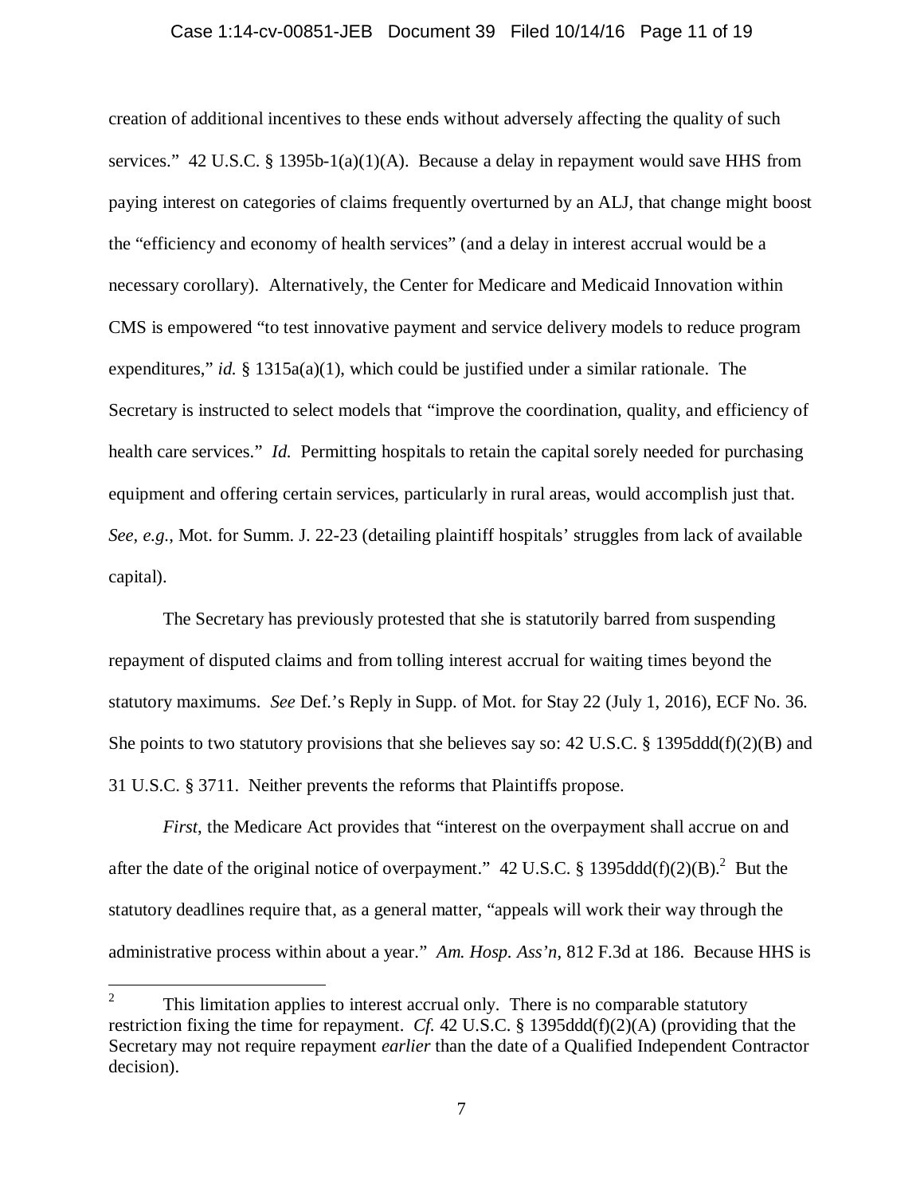creation of additional incentives to these ends without adversely affecting the quality of such services." 42 U.S.C. § 1395b-1(a)(1)(A). Because a delay in repayment would save HHS from paying interest on categories of claims frequently overturned by an ALJ, that change might boost the "efficiency and economy of health services" (and a delay in interest accrual would be a necessary corollary). Alternatively, the Center for Medicare and Medicaid Innovation within CMS is empowered "to test innovative payment and service delivery models to reduce program expenditures," *id.* § 1315a(a)(1), which could be justified under a similar rationale. The Secretary is instructed to select models that "improve the coordination, quality, and efficiency of health care services." *Id.* Permitting hospitals to retain the capital sorely needed for purchasing equipment and offering certain services, particularly in rural areas, would accomplish just that. *See, e.g.*, Mot. for Summ. J. 22-23 (detailing plaintiff hospitals' struggles from lack of available capital).

The Secretary has previously protested that she is statutorily barred from suspending repayment of disputed claims and from tolling interest accrual for waiting times beyond the statutory maximums. *See* Def.'s Reply in Supp. of Mot. for Stay 22 (July 1, 2016), ECF No. 36. She points to two statutory provisions that she believes say so: 42 U.S.C. § 1395ddd(f)(2)(B) and 31 U.S.C. § 3711. Neither prevents the reforms that Plaintiffs propose.

*First*, the Medicare Act provides that "interest on the overpayment shall accrue on and after the date of the original notice of overpayment." 42 U.S.C. § 1395ddd(f)(2)(B).[2] But the statutory deadlines require that, as a general matter, "appeals will work their way through the administrative process within about a year." *Am. Hosp. Ass'n*, 812 F.3d at 186. Because HHS is

[2] This limitation applies to interest accrual only. There is no comparable statutory restriction fixing the time for repayment. *Cf.* 42 U.S.C. § 1395ddd(f)(2)(A) (providing that the Secretary may not require repayment *earlier* than the date of a Qualified Independent Contractor decision).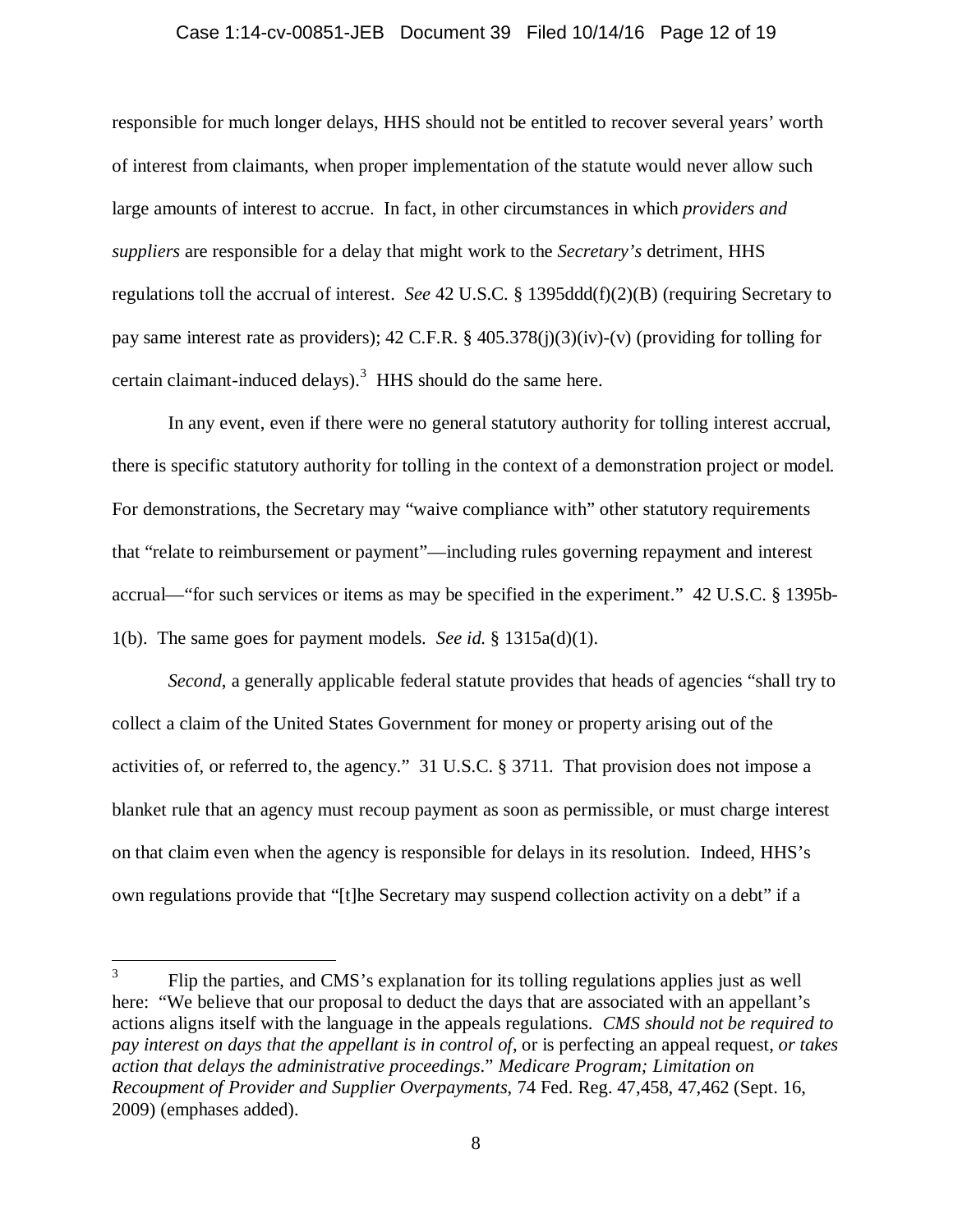responsible for much longer delays, HHS should not be entitled to recover several years' worth of interest from claimants, when proper implementation of the statute would never allow such large amounts of interest to accrue. In fact, in other circumstances in which *providers and suppliers* are responsible for a delay that might work to the *Secretary's* detriment, HHS regulations toll the accrual of interest. *See* 42 U.S.C. § 1395ddd(f)(2)(B) (requiring Secretary to pay same interest rate as providers); 42 C.F.R. § 405.378(j)(3)(iv)-(v) (providing for tolling for certain claimant-induced delays).[3] HHS should do the same here.

In any event, even if there were no general statutory authority for tolling interest accrual, there is specific statutory authority for tolling in the context of a demonstration project or model. For demonstrations, the Secretary may "waive compliance with" other statutory requirements that "relate to reimbursement or payment"—including rules governing repayment and interest accrual—"for such services or items as may be specified in the experiment." 42 U.S.C. § 1395b-1(b). The same goes for payment models. *See id.* § 1315a(d)(1).

*Second*, a generally applicable federal statute provides that heads of agencies "shall try to collect a claim of the United States Government for money or property arising out of the activities of, or referred to, the agency." 31 U.S.C. § 3711. That provision does not impose a blanket rule that an agency must recoup payment as soon as permissible, or must charge interest on that claim even when the agency is responsible for delays in its resolution. Indeed, HHS's own regulations provide that "[t]he Secretary may suspend collection activity on a debt" if a

---

[3] Flip the parties, and CMS's explanation for its tolling regulations applies just as well here: "We believe that our proposal to deduct the days that are associated with an appellant's actions aligns itself with the language in the appeals regulations. *CMS should not be required to pay interest on days that the appellant is in control of*, or is perfecting an appeal request, *or takes action that delays the administrative proceedings*." *Medicare Program; Limitation on Recoupment of Provider and Supplier Overpayments*, 74 Fed. Reg. 47,458, 47,462 (Sept. 16, 2009) (emphases added).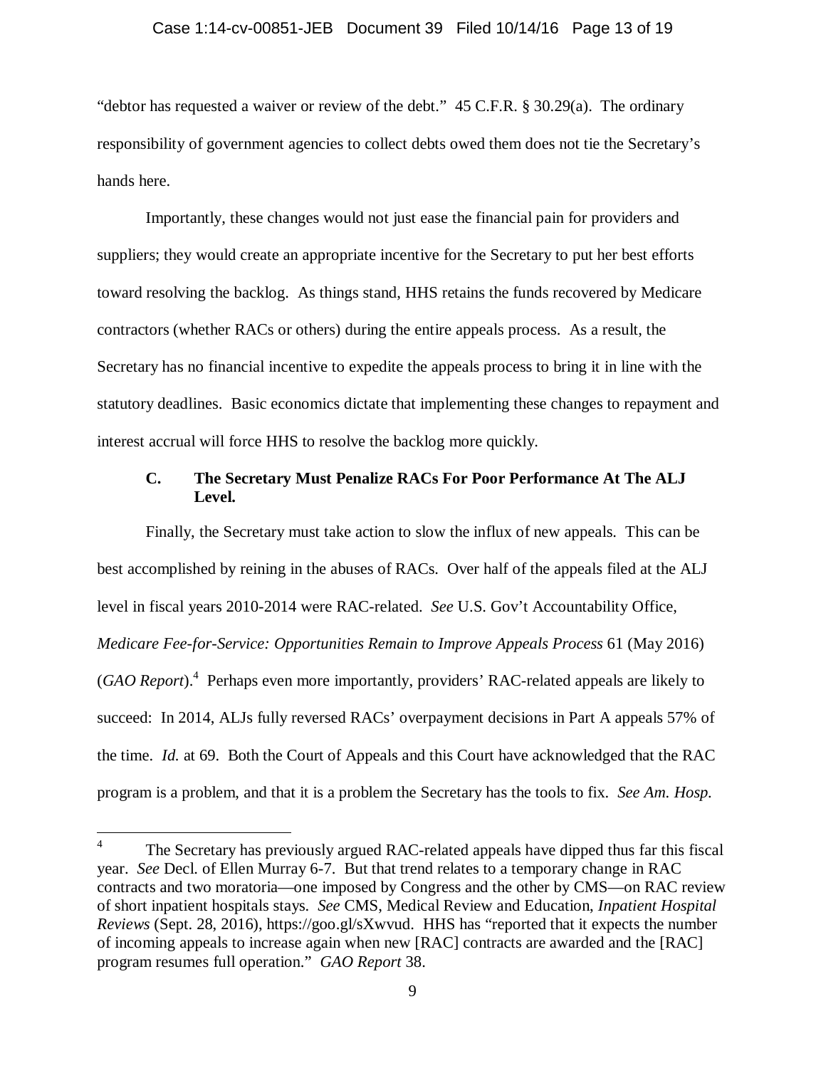"debtor has requested a waiver or review of the debt." 45 C.F.R. § 30.29(a). The ordinary responsibility of government agencies to collect debts owed them does not tie the Secretary's hands here.

Importantly, these changes would not just ease the financial pain for providers and suppliers; they would create an appropriate incentive for the Secretary to put her best efforts toward resolving the backlog. As things stand, HHS retains the funds recovered by Medicare contractors (whether RACs or others) during the entire appeals process. As a result, the Secretary has no financial incentive to expedite the appeals process to bring it in line with the statutory deadlines. Basic economics dictate that implementing these changes to repayment and interest accrual will force HHS to resolve the backlog more quickly.

### C. The Secretary Must Penalize RACs For Poor Performance At The ALJ Level.

Finally, the Secretary must take action to slow the influx of new appeals. This can be best accomplished by reining in the abuses of RACs. Over half of the appeals filed at the ALJ level in fiscal years 2010-2014 were RAC-related. *See* U.S. Gov't Accountability Office, *Medicare Fee-for-Service: Opportunities Remain to Improve Appeals Process* 61 (May 2016) (*GAO Report*).[4] Perhaps even more importantly, providers' RAC-related appeals are likely to succeed: In 2014, ALJs fully reversed RACs' overpayment decisions in Part A appeals 57% of the time. *Id.* at 69. Both the Court of Appeals and this Court have acknowledged that the RAC program is a problem, and that it is a problem the Secretary has the tools to fix. *See Am. Hosp.*

---

[4] The Secretary has previously argued RAC-related appeals have dipped thus far this fiscal year. *See* Decl. of Ellen Murray 6-7. But that trend relates to a temporary change in RAC contracts and two moratoria—one imposed by Congress and the other by CMS—on RAC review of short inpatient hospitals stays. *See* CMS, Medical Review and Education, *Inpatient Hospital Reviews* (Sept. 28, 2016), https://goo.gl/sXwvud. HHS has "reported that it expects the number of incoming appeals to increase again when new [RAC] contracts are awarded and the [RAC] program resumes full operation." *GAO Report* 38.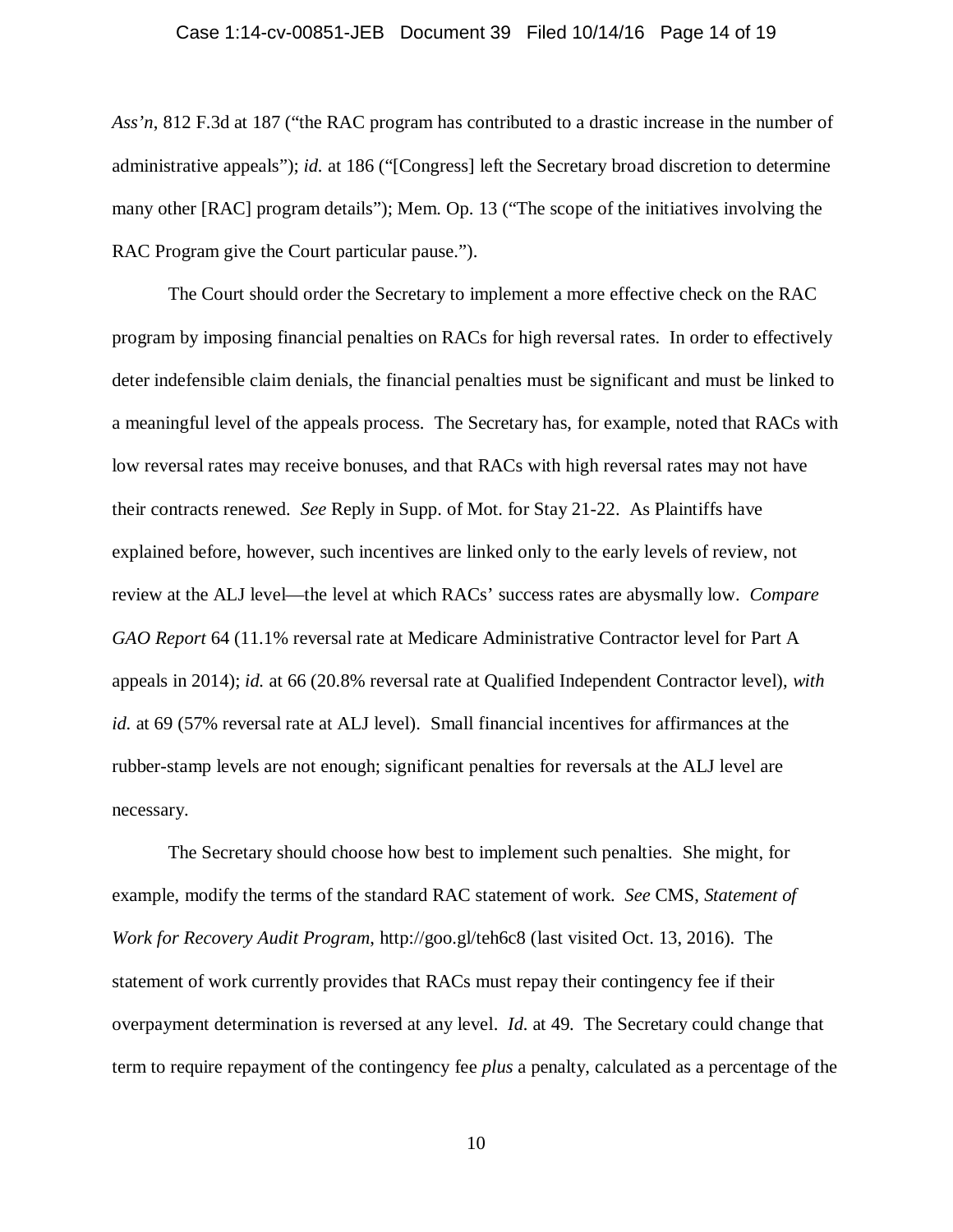*Ass'n*, 812 F.3d at 187 ("the RAC program has contributed to a drastic increase in the number of administrative appeals"); *id.* at 186 ("[Congress] left the Secretary broad discretion to determine many other [RAC] program details"); Mem. Op. 13 ("The scope of the initiatives involving the RAC Program give the Court particular pause.").

The Court should order the Secretary to implement a more effective check on the RAC program by imposing financial penalties on RACs for high reversal rates. In order to effectively deter indefensible claim denials, the financial penalties must be significant and must be linked to a meaningful level of the appeals process. The Secretary has, for example, noted that RACs with low reversal rates may receive bonuses, and that RACs with high reversal rates may not have their contracts renewed. *See* Reply in Supp. of Mot. for Stay 21-22. As Plaintiffs have explained before, however, such incentives are linked only to the early levels of review, not review at the ALJ level—the level at which RACs' success rates are abysmally low. *Compare GAO Report* 64 (11.1% reversal rate at Medicare Administrative Contractor level for Part A appeals in 2014); *id.* at 66 (20.8% reversal rate at Qualified Independent Contractor level), *with id.* at 69 (57% reversal rate at ALJ level). Small financial incentives for affirmances at the rubber-stamp levels are not enough; significant penalties for reversals at the ALJ level are necessary.

The Secretary should choose how best to implement such penalties. She might, for example, modify the terms of the standard RAC statement of work. *See* CMS, *Statement of Work for Recovery Audit Program*, http://goo.gl/teh6c8 (last visited Oct. 13, 2016). The statement of work currently provides that RACs must repay their contingency fee if their overpayment determination is reversed at any level. *Id.* at 49. The Secretary could change that term to require repayment of the contingency fee *plus* a penalty, calculated as a percentage of the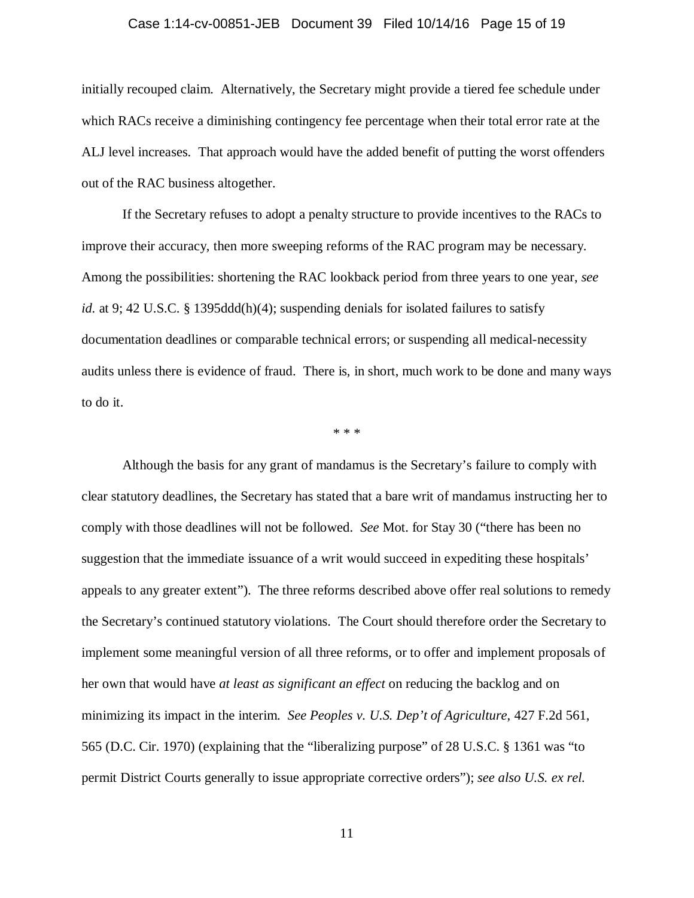initially recouped claim. Alternatively, the Secretary might provide a tiered fee schedule under which RACs receive a diminishing contingency fee percentage when their total error rate at the ALJ level increases. That approach would have the added benefit of putting the worst offenders out of the RAC business altogether.

If the Secretary refuses to adopt a penalty structure to provide incentives to the RACs to improve their accuracy, then more sweeping reforms of the RAC program may be necessary. Among the possibilities: shortening the RAC lookback period from three years to one year, *see id.* at 9; 42 U.S.C. § 1395ddd(h)(4); suspending denials for isolated failures to satisfy documentation deadlines or comparable technical errors; or suspending all medical-necessity audits unless there is evidence of fraud. There is, in short, much work to be done and many ways to do it.

\* \* \*

Although the basis for any grant of mandamus is the Secretary's failure to comply with clear statutory deadlines, the Secretary has stated that a bare writ of mandamus instructing her to comply with those deadlines will not be followed. *See* Mot. for Stay 30 ("there has been no suggestion that the immediate issuance of a writ would succeed in expediting these hospitals' appeals to any greater extent"). The three reforms described above offer real solutions to remedy the Secretary's continued statutory violations. The Court should therefore order the Secretary to implement some meaningful version of all three reforms, or to offer and implement proposals of her own that would have *at least as significant an effect* on reducing the backlog and on minimizing its impact in the interim. *See Peoples v. U.S. Dep't of Agriculture*, 427 F.2d 561, 565 (D.C. Cir. 1970) (explaining that the "liberalizing purpose" of 28 U.S.C. § 1361 was "to permit District Courts generally to issue appropriate corrective orders"); *see also U.S. ex rel.*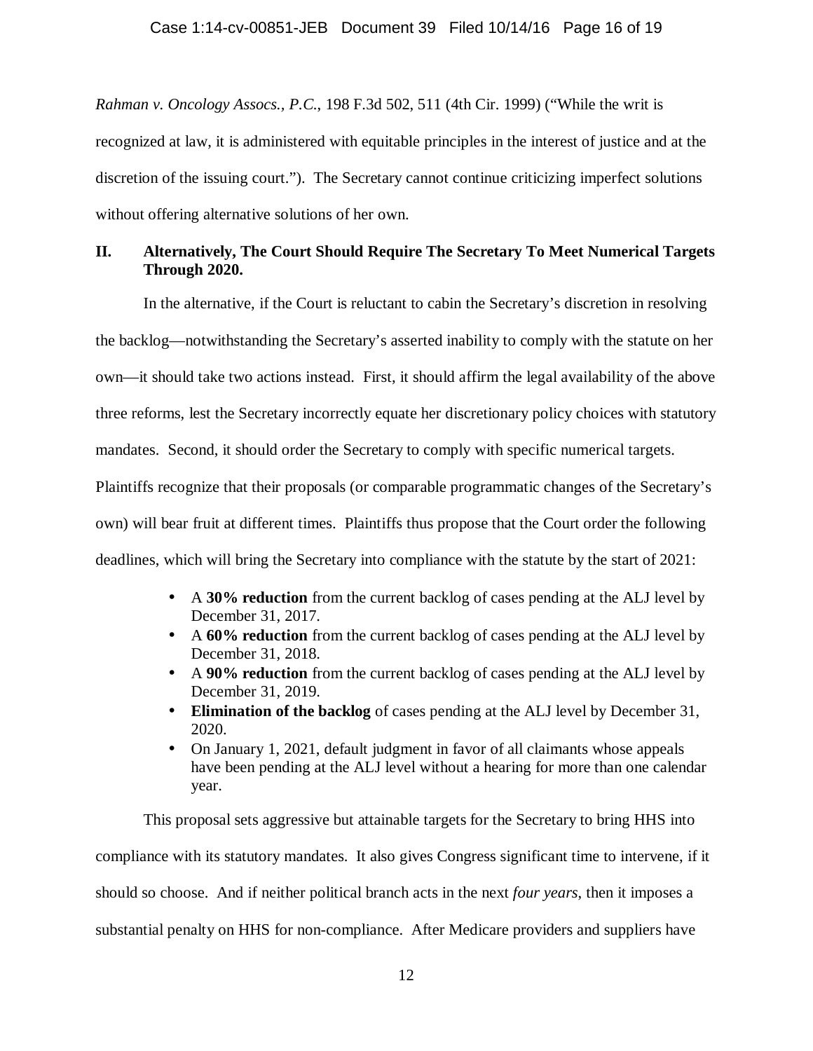*Rahman v. Oncology Assocs., P.C.*, 198 F.3d 502, 511 (4th Cir. 1999) ("While the writ is recognized at law, it is administered with equitable principles in the interest of justice and at the discretion of the issuing court."). The Secretary cannot continue criticizing imperfect solutions without offering alternative solutions of her own.

## II. Alternatively, The Court Should Require The Secretary To Meet Numerical Targets Through 2020.

In the alternative, if the Court is reluctant to cabin the Secretary's discretion in resolving the backlog—notwithstanding the Secretary's asserted inability to comply with the statute on her own—it should take two actions instead. First, it should affirm the legal availability of the above three reforms, lest the Secretary incorrectly equate her discretionary policy choices with statutory mandates. Second, it should order the Secretary to comply with specific numerical targets. Plaintiffs recognize that their proposals (or comparable programmatic changes of the Secretary's own) will bear fruit at different times. Plaintiffs thus propose that the Court order the following deadlines, which will bring the Secretary into compliance with the statute by the start of 2021:

- A **30% reduction** from the current backlog of cases pending at the ALJ level by December 31, 2017.
- A **60% reduction** from the current backlog of cases pending at the ALJ level by December 31, 2018.
- A **90% reduction** from the current backlog of cases pending at the ALJ level by December 31, 2019.
- **Elimination of the backlog** of cases pending at the ALJ level by December 31, 2020.
- On January 1, 2021, default judgment in favor of all claimants whose appeals have been pending at the ALJ level without a hearing for more than one calendar year.

This proposal sets aggressive but attainable targets for the Secretary to bring HHS into compliance with its statutory mandates. It also gives Congress significant time to intervene, if it should so choose. And if neither political branch acts in the next *four years*, then it imposes a substantial penalty on HHS for non-compliance. After Medicare providers and suppliers have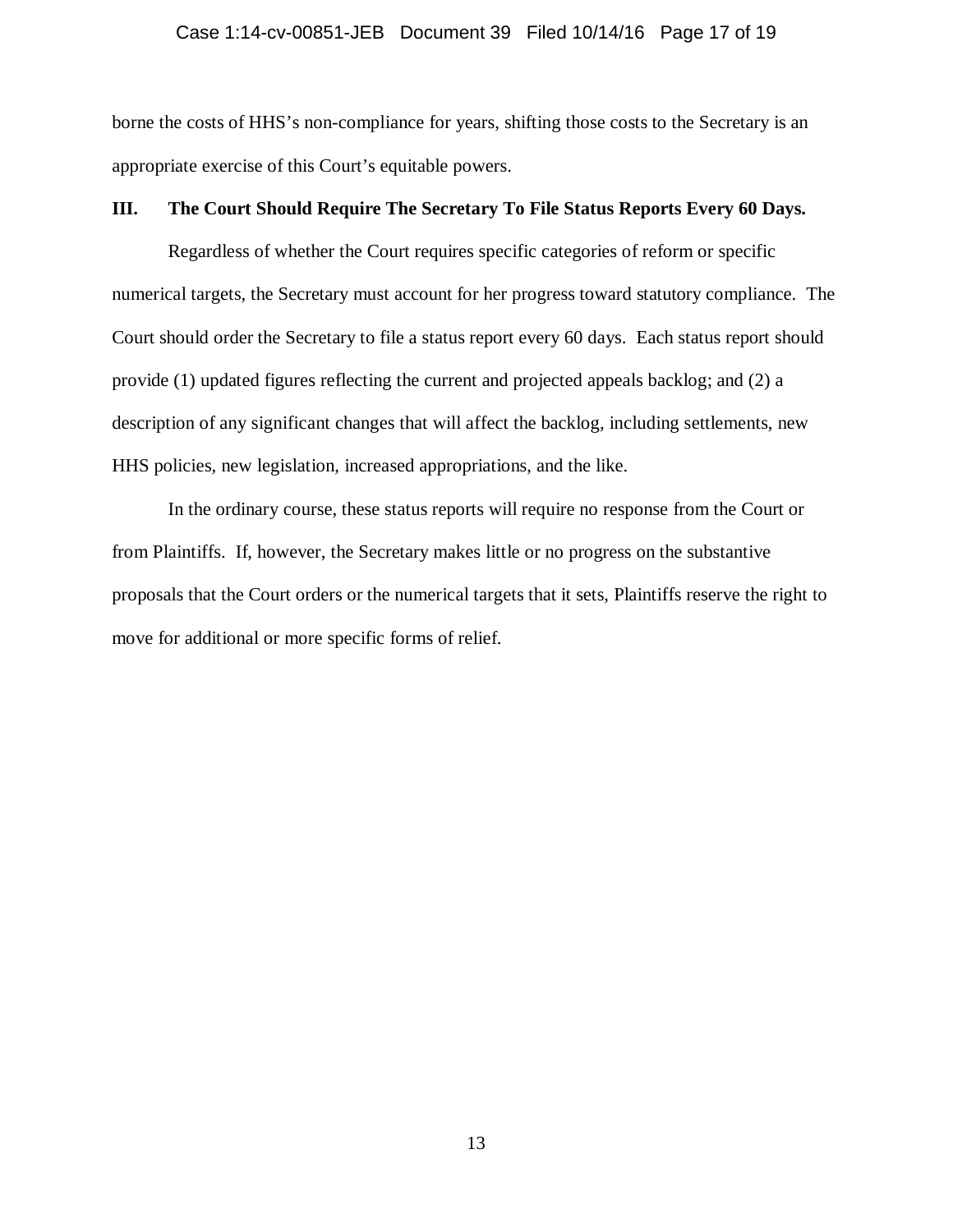borne the costs of HHS's non-compliance for years, shifting those costs to the Secretary is an appropriate exercise of this Court's equitable powers.

## III. The Court Should Require The Secretary To File Status Reports Every 60 Days.

Regardless of whether the Court requires specific categories of reform or specific numerical targets, the Secretary must account for her progress toward statutory compliance. The Court should order the Secretary to file a status report every 60 days. Each status report should provide (1) updated figures reflecting the current and projected appeals backlog; and (2) a description of any significant changes that will affect the backlog, including settlements, new HHS policies, new legislation, increased appropriations, and the like.

In the ordinary course, these status reports will require no response from the Court or from Plaintiffs. If, however, the Secretary makes little or no progress on the substantive proposals that the Court orders or the numerical targets that it sets, Plaintiffs reserve the right to move for additional or more specific forms of relief.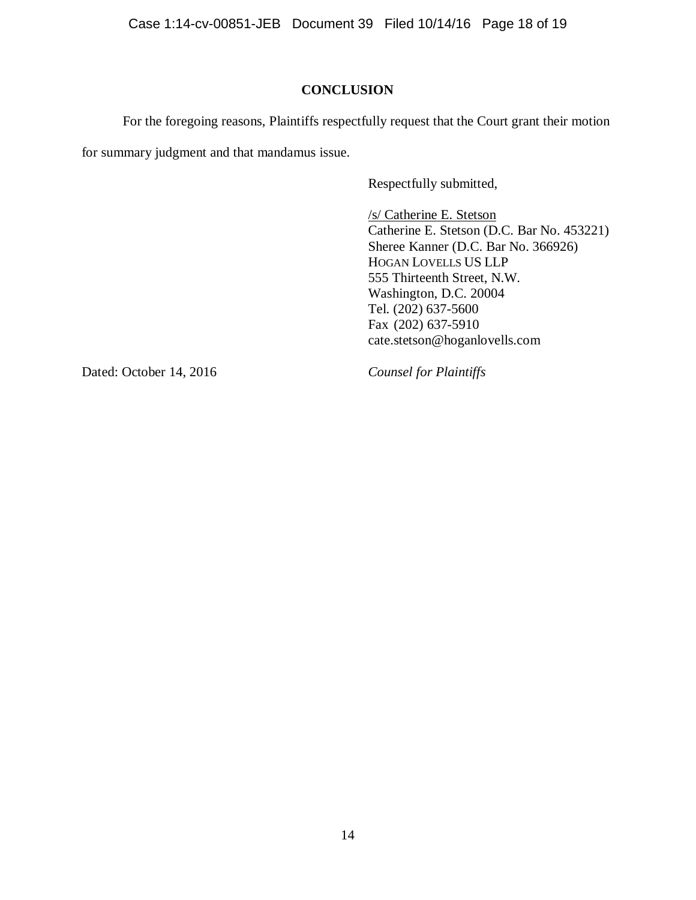## CONCLUSION

For the foregoing reasons, Plaintiffs respectfully request that the Court grant their motion for summary judgment and that mandamus issue.

Respectfully submitted,

/s/ Catherine E. Stetson
Catherine E. Stetson (D.C. Bar No. 453221)
Sheree Kanner (D.C. Bar No. 366926)
HOGAN LOVELLS US LLP
555 Thirteenth Street, N.W.
Washington, D.C. 20004
Tel. (202) 637-5600
Fax (202) 637-5910
cate.stetson@hoganlovells.com

Dated: October 14, 2016

*Counsel for Plaintiffs*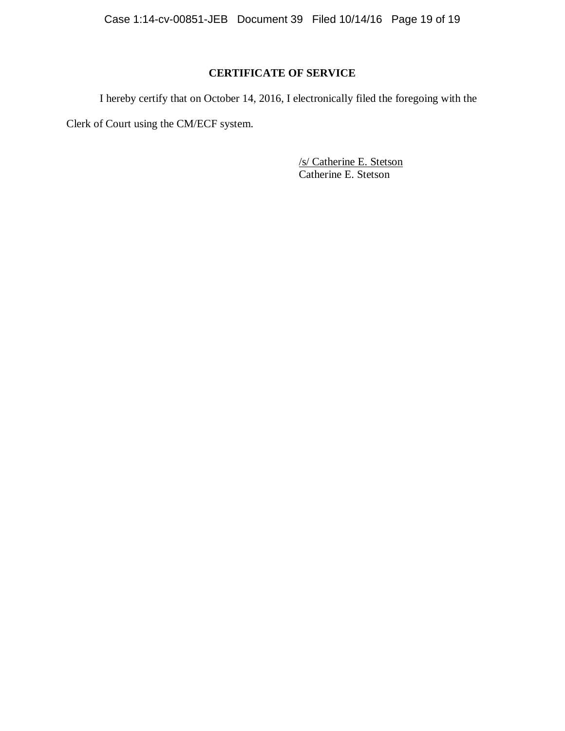**CERTIFICATE OF SERVICE**

I hereby certify that on October 14, 2016, I electronically filed the foregoing with the Clerk of Court using the CM/ECF system.

/s/ Catherine E. Stetson
Catherine E. Stetson